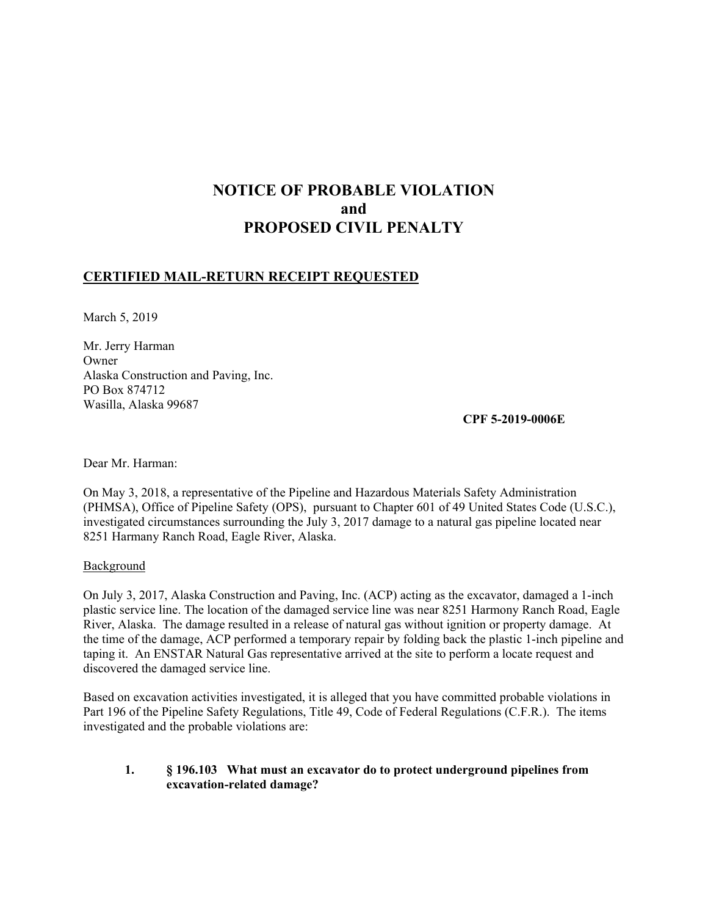# NOTICE OF PROBABLE VIOLATION
# and
# PROPOSED CIVIL PENALTY

**CERTIFIED MAIL-RETURN RECEIPT REQUESTED**

March 5, 2019

Mr. Jerry Harman
Owner
Alaska Construction and Paving, Inc.
PO Box 874712
Wasilla, Alaska 99687

**CPF 5-2019-0006E**

Dear Mr. Harman:

On May 3, 2018, a representative of the Pipeline and Hazardous Materials Safety Administration (PHMSA), Office of Pipeline Safety (OPS), pursuant to Chapter 601 of 49 United States Code (U.S.C.), investigated circumstances surrounding the July 3, 2017 damage to a natural gas pipeline located near 8251 Harmany Ranch Road, Eagle River, Alaska.

Background

On July 3, 2017, Alaska Construction and Paving, Inc. (ACP) acting as the excavator, damaged a 1-inch plastic service line. The location of the damaged service line was near 8251 Harmony Ranch Road, Eagle River, Alaska. The damage resulted in a release of natural gas without ignition or property damage. At the time of the damage, ACP performed a temporary repair by folding back the plastic 1-inch pipeline and taping it. An ENSTAR Natural Gas representative arrived at the site to perform a locate request and discovered the damaged service line.

Based on excavation activities investigated, it is alleged that you have committed probable violations in Part 196 of the Pipeline Safety Regulations, Title 49, Code of Federal Regulations (C.F.R.). The items investigated and the probable violations are:

1. **§ 196.103 What must an excavator do to protect underground pipelines from excavation-related damage?**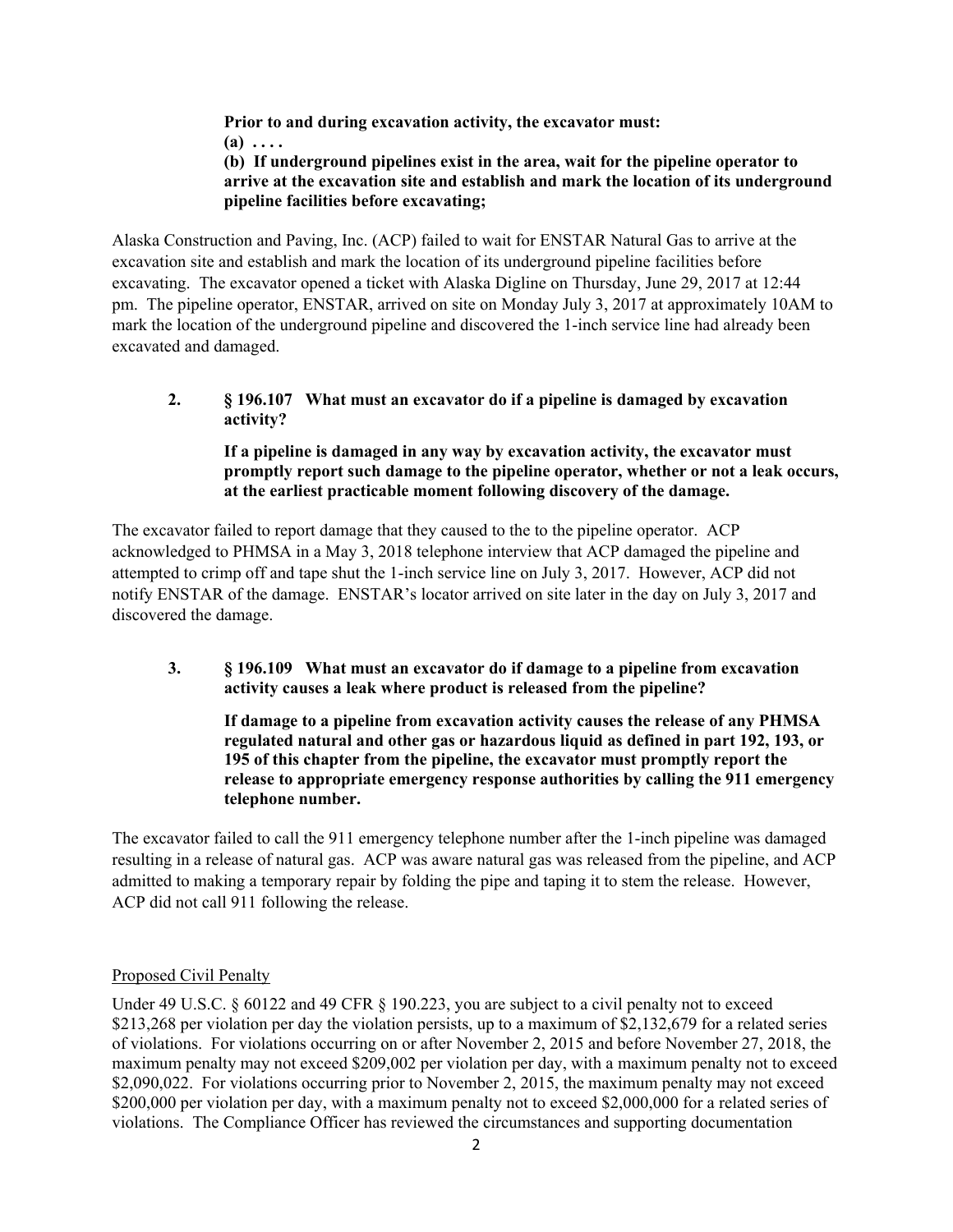**Prior to and during excavation activity, the excavator must:**

**(a) . . . .**

**(b) If underground pipelines exist in the area, wait for the pipeline operator to arrive at the excavation site and establish and mark the location of its underground pipeline facilities before excavating;**

Alaska Construction and Paving, Inc. (ACP) failed to wait for ENSTAR Natural Gas to arrive at the excavation site and establish and mark the location of its underground pipeline facilities before excavating. The excavator opened a ticket with Alaska Digline on Thursday, June 29, 2017 at 12:44 pm. The pipeline operator, ENSTAR, arrived on site on Monday July 3, 2017 at approximately 10AM to mark the location of the underground pipeline and discovered the 1-inch service line had already been excavated and damaged.

**2. § 196.107 What must an excavator do if a pipeline is damaged by excavation activity?**

**If a pipeline is damaged in any way by excavation activity, the excavator must promptly report such damage to the pipeline operator, whether or not a leak occurs, at the earliest practicable moment following discovery of the damage.**

The excavator failed to report damage that they caused to the to the pipeline operator. ACP acknowledged to PHMSA in a May 3, 2018 telephone interview that ACP damaged the pipeline and attempted to crimp off and tape shut the 1-inch service line on July 3, 2017. However, ACP did not notify ENSTAR of the damage. ENSTAR's locator arrived on site later in the day on July 3, 2017 and discovered the damage.

**3. § 196.109 What must an excavator do if damage to a pipeline from excavation activity causes a leak where product is released from the pipeline?**

**If damage to a pipeline from excavation activity causes the release of any PHMSA regulated natural and other gas or hazardous liquid as defined in part 192, 193, or 195 of this chapter from the pipeline, the excavator must promptly report the release to appropriate emergency response authorities by calling the 911 emergency telephone number.**

The excavator failed to call the 911 emergency telephone number after the 1-inch pipeline was damaged resulting in a release of natural gas. ACP was aware natural gas was released from the pipeline, and ACP admitted to making a temporary repair by folding the pipe and taping it to stem the release. However, ACP did not call 911 following the release.

Proposed Civil Penalty

Under 49 U.S.C. § 60122 and 49 CFR § 190.223, you are subject to a civil penalty not to exceed $213,268 per violation per day the violation persists, up to a maximum of $2,132,679 for a related series of violations. For violations occurring on or after November 2, 2015 and before November 27, 2018, the maximum penalty may not exceed $209,002 per violation per day, with a maximum penalty not to exceed $2,090,022. For violations occurring prior to November 2, 2015, the maximum penalty may not exceed $200,000 per violation per day, with a maximum penalty not to exceed $2,000,000 for a related series of violations. The Compliance Officer has reviewed the circumstances and supporting documentation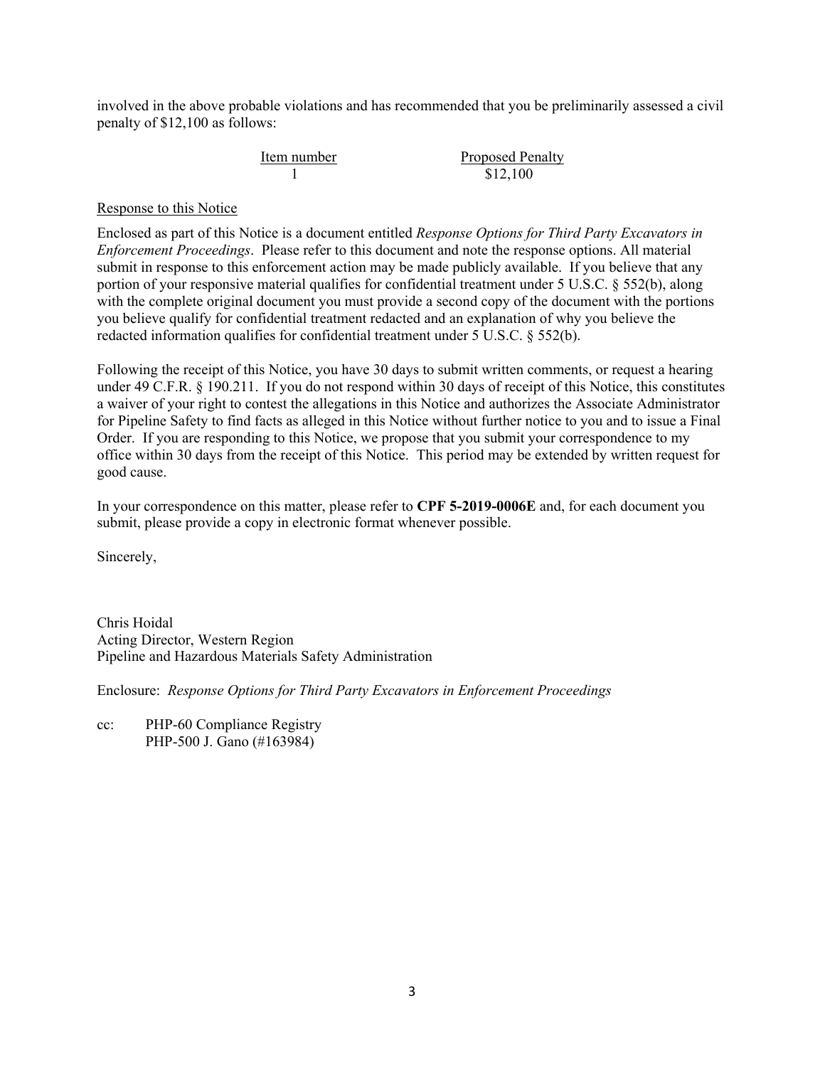involved in the above probable violations and has recommended that you be preliminarily assessed a civil penalty of $12,100 as follows:

| Item number | Proposed Penalty |
| --- | --- |
| 1 | $12,100 |

Response to this Notice

Enclosed as part of this Notice is a document entitled *Response Options for Third Party Excavators in Enforcement Proceedings*. Please refer to this document and note the response options. All material submit in response to this enforcement action may be made publicly available. If you believe that any portion of your responsive material qualifies for confidential treatment under 5 U.S.C. § 552(b), along with the complete original document you must provide a second copy of the document with the portions you believe qualify for confidential treatment redacted and an explanation of why you believe the redacted information qualifies for confidential treatment under 5 U.S.C. § 552(b).

Following the receipt of this Notice, you have 30 days to submit written comments, or request a hearing under 49 C.F.R. § 190.211. If you do not respond within 30 days of receipt of this Notice, this constitutes a waiver of your right to contest the allegations in this Notice and authorizes the Associate Administrator for Pipeline Safety to find facts as alleged in this Notice without further notice to you and to issue a Final Order. If you are responding to this Notice, we propose that you submit your correspondence to my office within 30 days from the receipt of this Notice. This period may be extended by written request for good cause.

In your correspondence on this matter, please refer to **CPF 5-2019-0006E** and, for each document you submit, please provide a copy in electronic format whenever possible.

Sincerely,

Chris Hoidal
Acting Director, Western Region
Pipeline and Hazardous Materials Safety Administration

Enclosure: *Response Options for Third Party Excavators in Enforcement Proceedings*

cc: PHP-60 Compliance Registry
PHP-500 J. Gano (#163984)